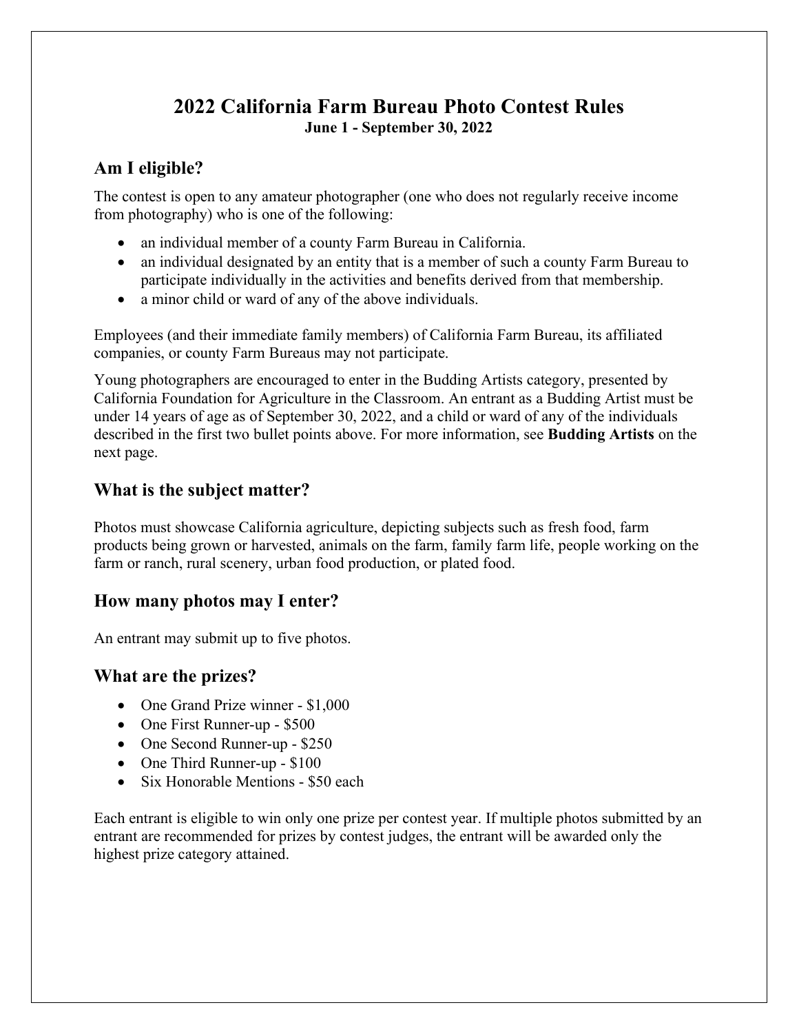# 2022 California Farm Bureau Photo Contest Rules

**June 1 - September 30, 2022**

## Am I eligible?

The contest is open to any amateur photographer (one who does not regularly receive income from photography) who is one of the following:

- an individual member of a county Farm Bureau in California.
- an individual designated by an entity that is a member of such a county Farm Bureau to participate individually in the activities and benefits derived from that membership.
- a minor child or ward of any of the above individuals.

Employees (and their immediate family members) of California Farm Bureau, its affiliated companies, or county Farm Bureaus may not participate.

Young photographers are encouraged to enter in the Budding Artists category, presented by California Foundation for Agriculture in the Classroom. An entrant as a Budding Artist must be under 14 years of age as of September 30, 2022, and a child or ward of any of the individuals described in the first two bullet points above. For more information, see **Budding Artists** on the next page.

## What is the subject matter?

Photos must showcase California agriculture, depicting subjects such as fresh food, farm products being grown or harvested, animals on the farm, family farm life, people working on the farm or ranch, rural scenery, urban food production, or plated food.

## How many photos may I enter?

An entrant may submit up to five photos.

## What are the prizes?

- One Grand Prize winner - $1,000
- One First Runner-up - $500
- One Second Runner-up - $250
- One Third Runner-up - $100
- Six Honorable Mentions - $50 each

Each entrant is eligible to win only one prize per contest year. If multiple photos submitted by an entrant are recommended for prizes by contest judges, the entrant will be awarded only the highest prize category attained.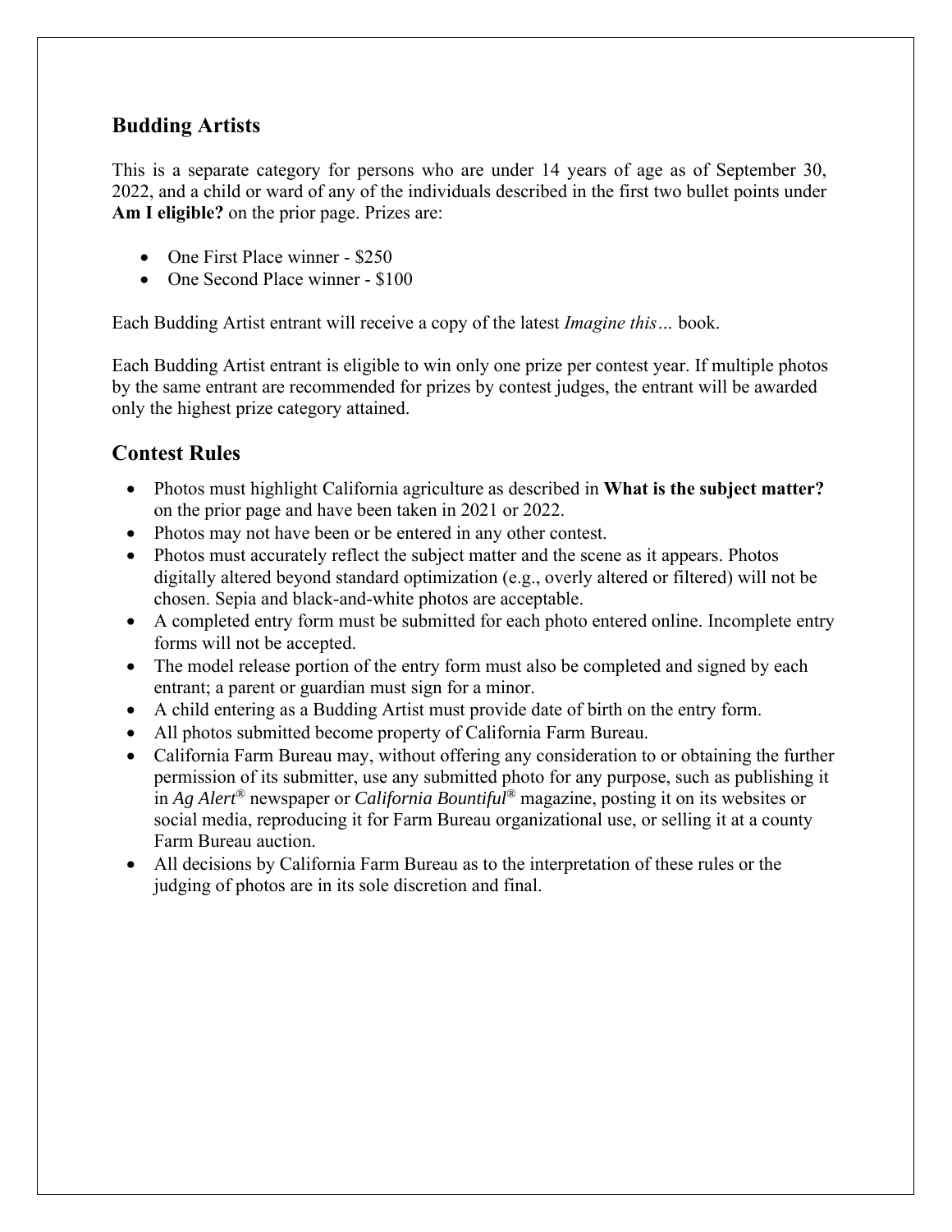## Budding Artists

This is a separate category for persons who are under 14 years of age as of September 30, 2022, and a child or ward of any of the individuals described in the first two bullet points under **Am I eligible?** on the prior page. Prizes are:

- One First Place winner - $250
- One Second Place winner - $100

Each Budding Artist entrant will receive a copy of the latest *Imagine this…* book.

Each Budding Artist entrant is eligible to win only one prize per contest year. If multiple photos by the same entrant are recommended for prizes by contest judges, the entrant will be awarded only the highest prize category attained.

## Contest Rules

- Photos must highlight California agriculture as described in **What is the subject matter?** on the prior page and have been taken in 2021 or 2022.
- Photos may not have been or be entered in any other contest.
- Photos must accurately reflect the subject matter and the scene as it appears. Photos digitally altered beyond standard optimization (e.g., overly altered or filtered) will not be chosen. Sepia and black-and-white photos are acceptable.
- A completed entry form must be submitted for each photo entered online. Incomplete entry forms will not be accepted.
- The model release portion of the entry form must also be completed and signed by each entrant; a parent or guardian must sign for a minor.
- A child entering as a Budding Artist must provide date of birth on the entry form.
- All photos submitted become property of California Farm Bureau.
- California Farm Bureau may, without offering any consideration to or obtaining the further permission of its submitter, use any submitted photo for any purpose, such as publishing it in *Ag Alert®* newspaper or *California Bountiful®* magazine, posting it on its websites or social media, reproducing it for Farm Bureau organizational use, or selling it at a county Farm Bureau auction.
- All decisions by California Farm Bureau as to the interpretation of these rules or the judging of photos are in its sole discretion and final.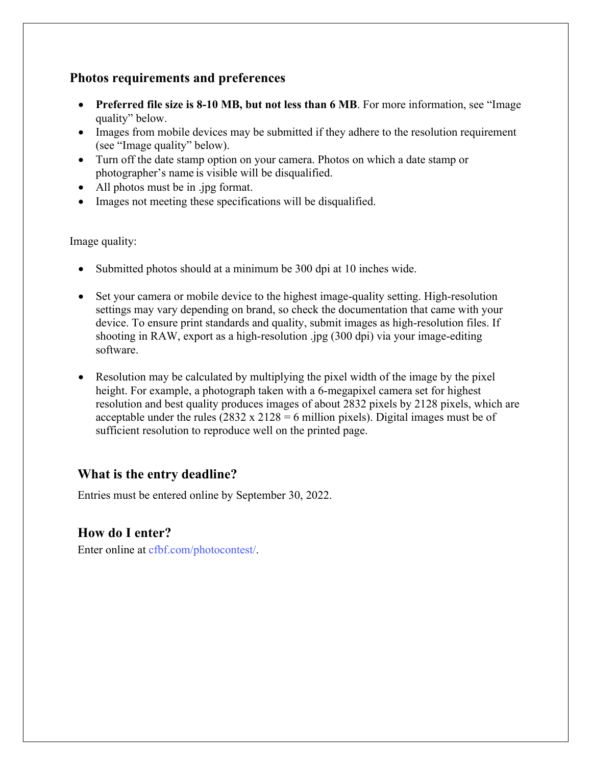## Photos requirements and preferences

- **Preferred file size is 8-10 MB, but not less than 6 MB**. For more information, see "Image quality" below.
- Images from mobile devices may be submitted if they adhere to the resolution requirement (see "Image quality" below).
- Turn off the date stamp option on your camera. Photos on which a date stamp or photographer's name is visible will be disqualified.
- All photos must be in .jpg format.
- Images not meeting these specifications will be disqualified.

Image quality:

- Submitted photos should at a minimum be 300 dpi at 10 inches wide.
- Set your camera or mobile device to the highest image-quality setting. High-resolution settings may vary depending on brand, so check the documentation that came with your device. To ensure print standards and quality, submit images as high-resolution files. If shooting in RAW, export as a high-resolution .jpg (300 dpi) via your image-editing software.
- Resolution may be calculated by multiplying the pixel width of the image by the pixel height. For example, a photograph taken with a 6-megapixel camera set for highest resolution and best quality produces images of about 2832 pixels by 2128 pixels, which are acceptable under the rules (2832 x 2128 = 6 million pixels). Digital images must be of sufficient resolution to reproduce well on the printed page.

## What is the entry deadline?

Entries must be entered online by September 30, 2022.

## How do I enter?

Enter online at cfbf.com/photocontest/.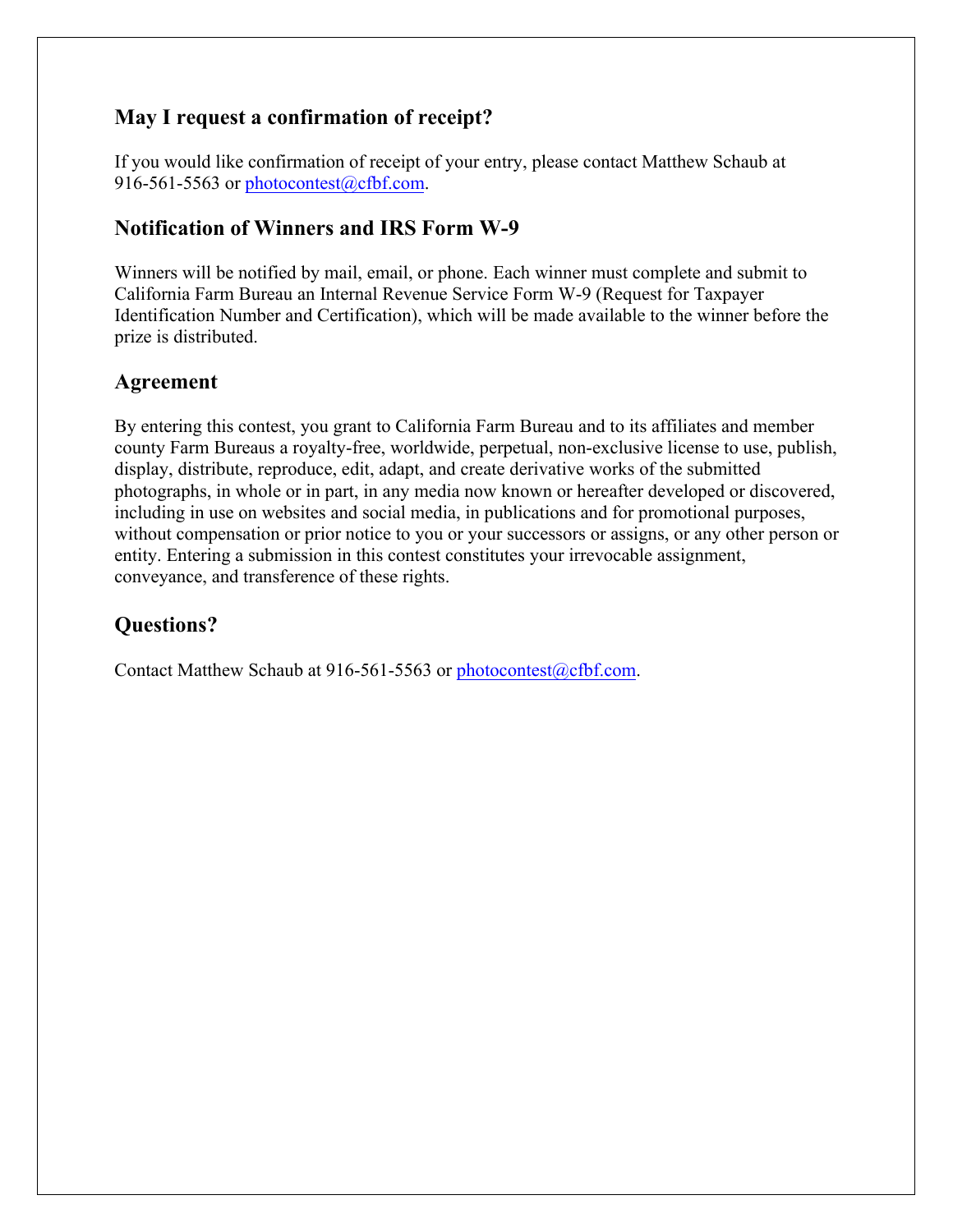## May I request a confirmation of receipt?

If you would like confirmation of receipt of your entry, please contact Matthew Schaub at 916-561-5563 or photocontest@cfbf.com.

## Notification of Winners and IRS Form W-9

Winners will be notified by mail, email, or phone. Each winner must complete and submit to California Farm Bureau an Internal Revenue Service Form W-9 (Request for Taxpayer Identification Number and Certification), which will be made available to the winner before the prize is distributed.

## Agreement

By entering this contest, you grant to California Farm Bureau and to its affiliates and member county Farm Bureaus a royalty-free, worldwide, perpetual, non-exclusive license to use, publish, display, distribute, reproduce, edit, adapt, and create derivative works of the submitted photographs, in whole or in part, in any media now known or hereafter developed or discovered, including in use on websites and social media, in publications and for promotional purposes, without compensation or prior notice to you or your successors or assigns, or any other person or entity. Entering a submission in this contest constitutes your irrevocable assignment, conveyance, and transference of these rights.

## Questions?

Contact Matthew Schaub at 916-561-5563 or photocontest@cfbf.com.